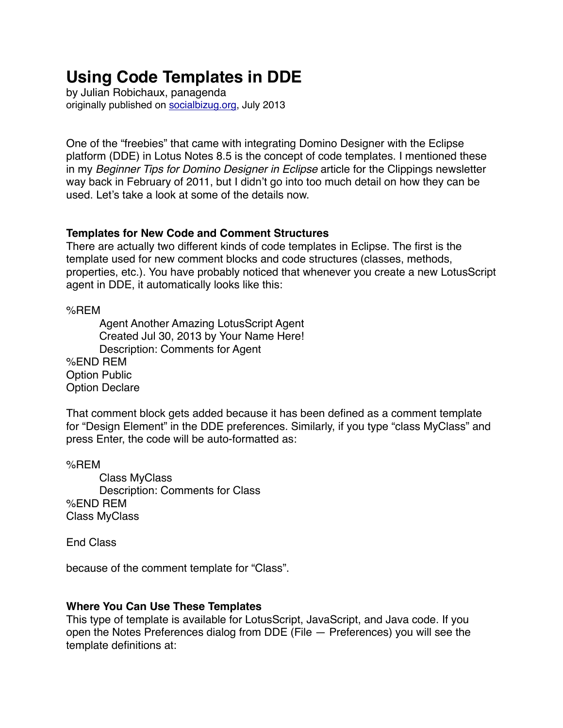# Using Code Templates in DDE

by Julian Robichaux, panagenda
originally published on [socialbizug.org](http://socialbizug.org), July 2013

One of the “freebies” that came with integrating Domino Designer with the Eclipse platform (DDE) in Lotus Notes 8.5 is the concept of code templates. I mentioned these in my *Beginner Tips for Domino Designer in Eclipse* article for the Clippings newsletter way back in February of 2011, but I didn’t go into too much detail on how they can be used. Let’s take a look at some of the details now.

## Templates for New Code and Comment Structures

There are actually two different kinds of code templates in Eclipse. The first is the template used for new comment blocks and code structures (classes, methods, properties, etc.). You have probably noticed that whenever you create a new LotusScript agent in DDE, it automatically looks like this:

```
%REM
	Agent Another Amazing LotusScript Agent
	Created Jul 30, 2013 by Your Name Here!
	Description: Comments for Agent
%END REM
Option Public
Option Declare
```

That comment block gets added because it has been defined as a comment template for “Design Element” in the DDE preferences. Similarly, if you type “class MyClass” and press Enter, the code will be auto-formatted as:

```
%REM
	Class MyClass
	Description: Comments for Class
%END REM
Class MyClass

End Class
```

because of the comment template for “Class”.

## Where You Can Use These Templates

This type of template is available for LotusScript, JavaScript, and Java code. If you open the Notes Preferences dialog from DDE (File — Preferences) you will see the template definitions at: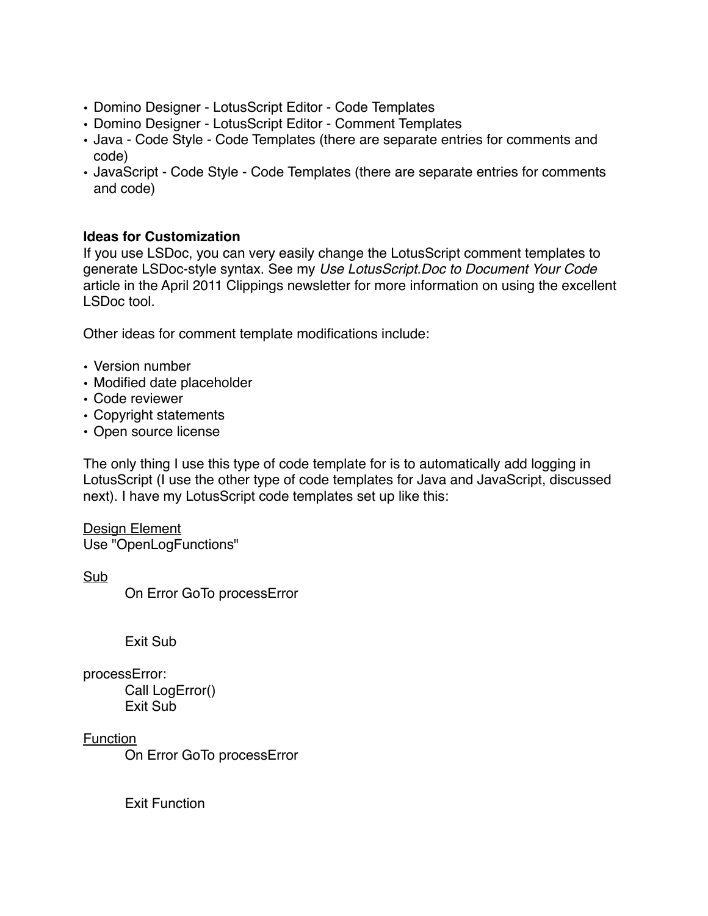- Domino Designer - LotusScript Editor - Code Templates
- Domino Designer - LotusScript Editor - Comment Templates
- Java - Code Style - Code Templates (there are separate entries for comments and code)
- JavaScript - Code Style - Code Templates (there are separate entries for comments and code)

**Ideas for Customization**

If you use LSDoc, you can very easily change the LotusScript comment templates to generate LSDoc-style syntax. See my *Use LotusScript.Doc to Document Your Code* article in the April 2011 Clippings newsletter for more information on using the excellent LSDoc tool.

Other ideas for comment template modifications include:

- Version number
- Modified date placeholder
- Code reviewer
- Copyright statements
- Open source license

The only thing I use this type of code template for is to automatically add logging in LotusScript (I use the other type of code templates for Java and JavaScript, discussed next). I have my LotusScript code templates set up like this:

<u>Design Element</u>

```
Use "OpenLogFunctions"
```

<u>Sub</u>

```
	On Error GoTo processError


	Exit Sub

processError:
	Call LogError()
	Exit Sub
```

<u>Function</u>

```
	On Error GoTo processError


	Exit Function
```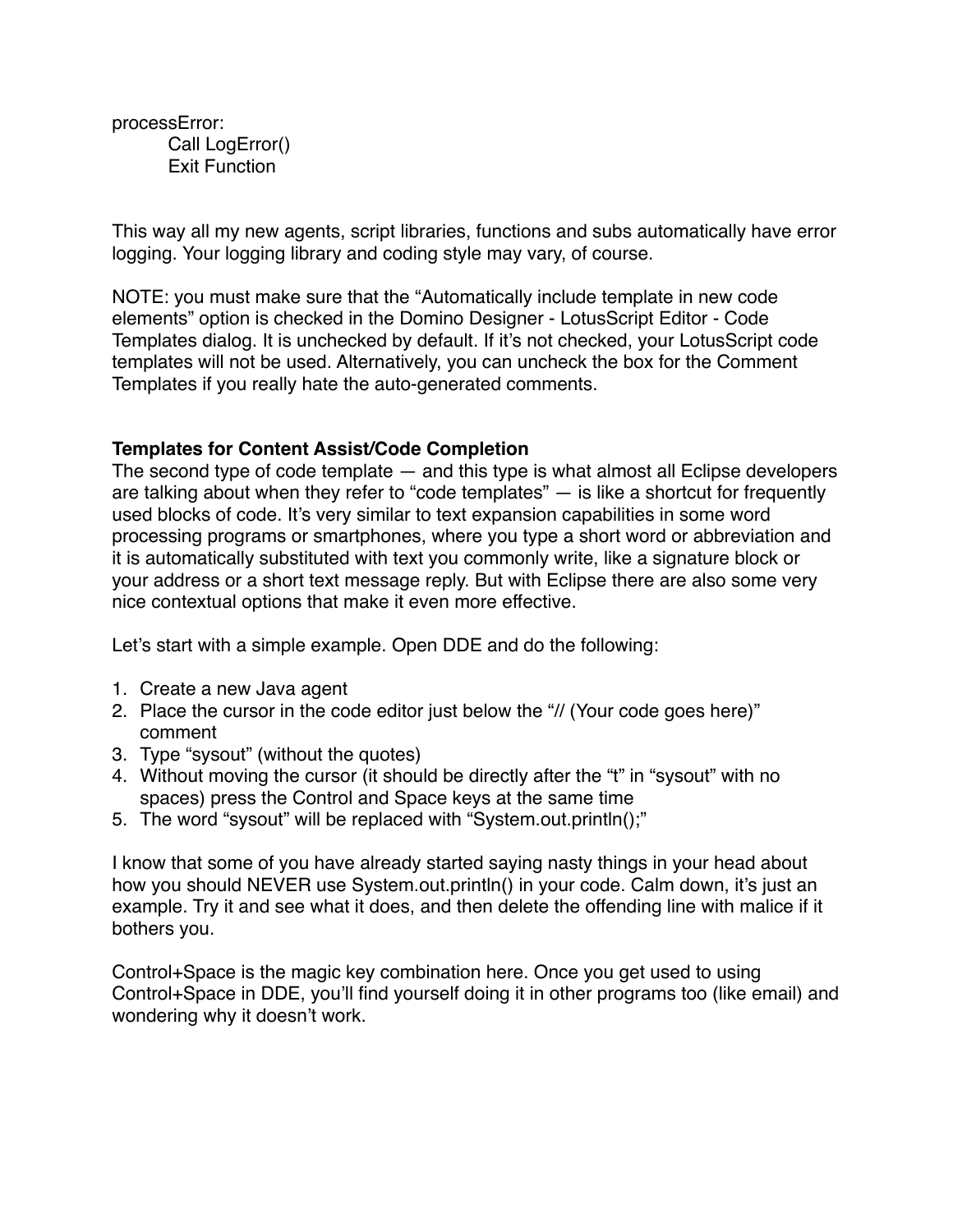```
processError:
	Call LogError()
	Exit Function
```

This way all my new agents, script libraries, functions and subs automatically have error logging. Your logging library and coding style may vary, of course.

NOTE: you must make sure that the “Automatically include template in new code elements” option is checked in the Domino Designer - LotusScript Editor - Code Templates dialog. It is unchecked by default. If it’s not checked, your LotusScript code templates will not be used. Alternatively, you can uncheck the box for the Comment Templates if you really hate the auto-generated comments.

**Templates for Content Assist/Code Completion**

The second type of code template — and this type is what almost all Eclipse developers are talking about when they refer to “code templates” — is like a shortcut for frequently used blocks of code. It’s very similar to text expansion capabilities in some word processing programs or smartphones, where you type a short word or abbreviation and it is automatically substituted with text you commonly write, like a signature block or your address or a short text message reply. But with Eclipse there are also some very nice contextual options that make it even more effective.

Let’s start with a simple example. Open DDE and do the following:

1. Create a new Java agent
2. Place the cursor in the code editor just below the “// (Your code goes here)” comment
3. Type “sysout” (without the quotes)
4. Without moving the cursor (it should be directly after the “t” in “sysout” with no spaces) press the Control and Space keys at the same time
5. The word “sysout” will be replaced with “System.out.println();”

I know that some of you have already started saying nasty things in your head about how you should NEVER use System.out.println() in your code. Calm down, it’s just an example. Try it and see what it does, and then delete the offending line with malice if it bothers you.

Control+Space is the magic key combination here. Once you get used to using Control+Space in DDE, you’ll find yourself doing it in other programs too (like email) and wondering why it doesn’t work.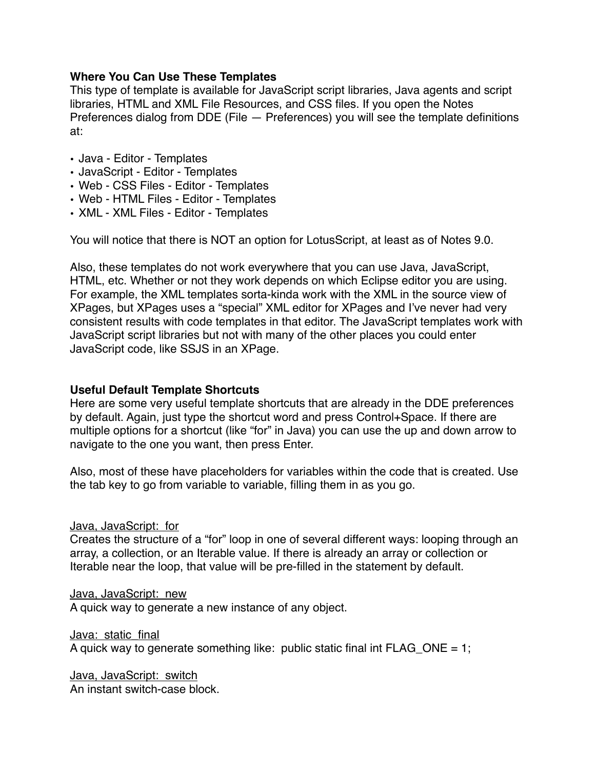**Where You Can Use These Templates**

This type of template is available for JavaScript script libraries, Java agents and script libraries, HTML and XML File Resources, and CSS files. If you open the Notes Preferences dialog from DDE (File — Preferences) you will see the template definitions at:

- Java - Editor - Templates
- JavaScript - Editor - Templates
- Web - CSS Files - Editor - Templates
- Web - HTML Files - Editor - Templates
- XML - XML Files - Editor - Templates

You will notice that there is NOT an option for LotusScript, at least as of Notes 9.0.

Also, these templates do not work everywhere that you can use Java, JavaScript, HTML, etc. Whether or not they work depends on which Eclipse editor you are using. For example, the XML templates sorta-kinda work with the XML in the source view of XPages, but XPages uses a "special" XML editor for XPages and I've never had very consistent results with code templates in that editor. The JavaScript templates work with JavaScript script libraries but not with many of the other places you could enter JavaScript code, like SSJS in an XPage.

**Useful Default Template Shortcuts**

Here are some very useful template shortcuts that are already in the DDE preferences by default. Again, just type the shortcut word and press Control+Space. If there are multiple options for a shortcut (like "for" in Java) you can use the up and down arrow to navigate to the one you want, then press Enter.

Also, most of these have placeholders for variables within the code that is created. Use the tab key to go from variable to variable, filling them in as you go.

<u>Java, JavaScript:  for</u>
Creates the structure of a "for" loop in one of several different ways: looping through an array, a collection, or an Iterable value. If there is already an array or collection or Iterable near the loop, that value will be pre-filled in the statement by default.

<u>Java, JavaScript:  new</u>
A quick way to generate a new instance of any object.

<u>Java:  static_final</u>
A quick way to generate something like:  public static final int FLAG_ONE = 1;

<u>Java, JavaScript:  switch</u>
An instant switch-case block.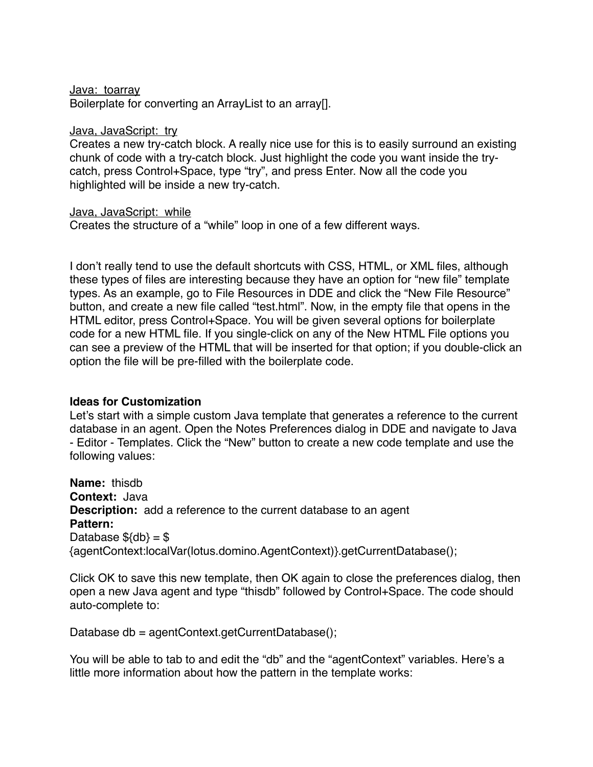Java:  toarray

Boilerplate for converting an ArrayList to an array[].

Java, JavaScript:  try

Creates a new try-catch block. A really nice use for this is to easily surround an existing chunk of code with a try-catch block. Just highlight the code you want inside the try-catch, press Control+Space, type "try", and press Enter. Now all the code you highlighted will be inside a new try-catch.

Java, JavaScript:  while

Creates the structure of a "while" loop in one of a few different ways.

I don't really tend to use the default shortcuts with CSS, HTML, or XML files, although these types of files are interesting because they have an option for "new file" template types. As an example, go to File Resources in DDE and click the "New File Resource" button, and create a new file called "test.html". Now, in the empty file that opens in the HTML editor, press Control+Space. You will be given several options for boilerplate code for a new HTML file. If you single-click on any of the New HTML File options you can see a preview of the HTML that will be inserted for that option; if you double-click an option the file will be pre-filled with the boilerplate code.

**Ideas for Customization**

Let's start with a simple custom Java template that generates a reference to the current database in an agent. Open the Notes Preferences dialog in DDE and navigate to Java - Editor - Templates. Click the "New" button to create a new code template and use the following values:

**Name:**  thisdb
**Context:**  Java
**Description:**  add a reference to the current database to an agent
**Pattern:**

```
Database ${db} = ${agentContext:localVar(lotus.domino.AgentContext)}.getCurrentDatabase();
```

Click OK to save this new template, then OK again to close the preferences dialog, then open a new Java agent and type "thisdb" followed by Control+Space. The code should auto-complete to:

```
Database db = agentContext.getCurrentDatabase();
```

You will be able to tab to and edit the "db" and the "agentContext" variables. Here's a little more information about how the pattern in the template works: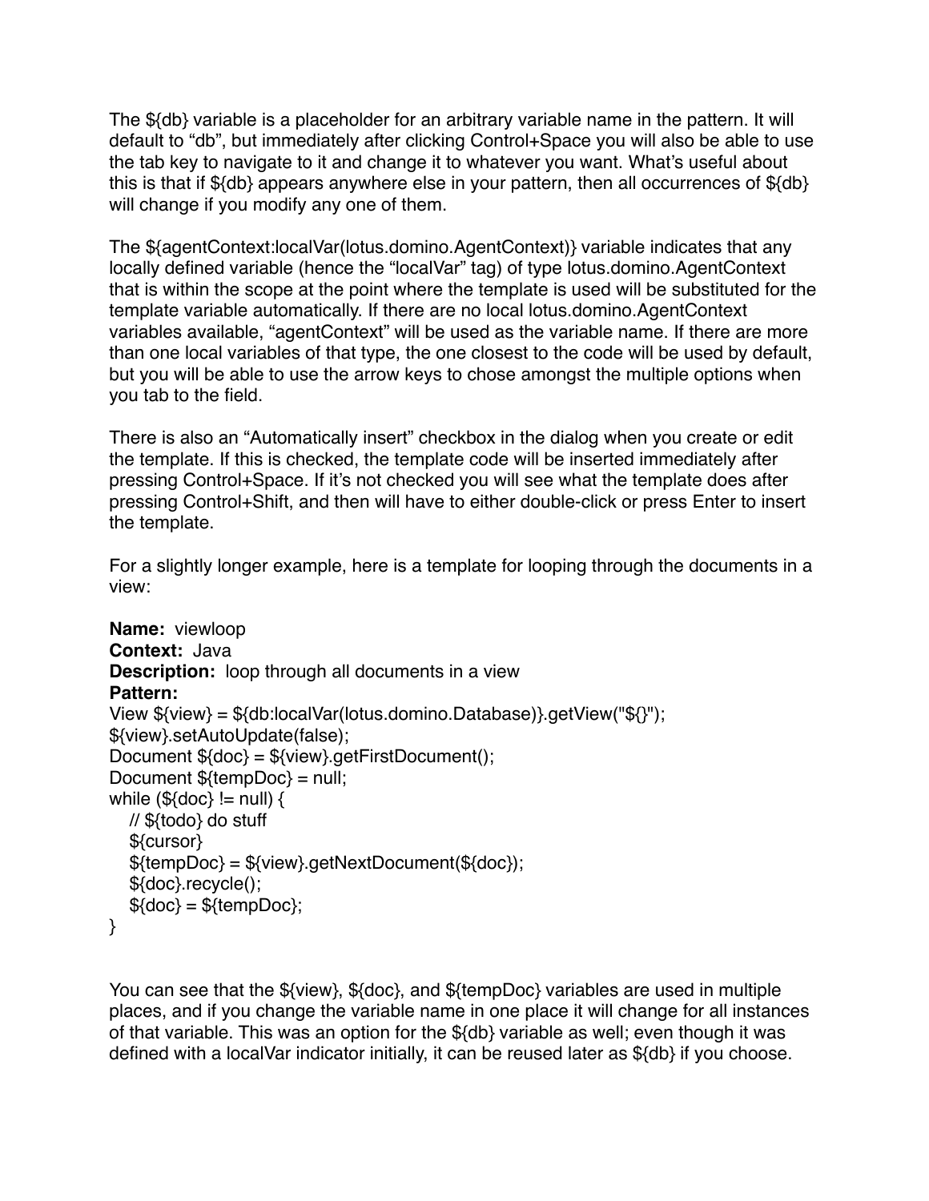The ${db} variable is a placeholder for an arbitrary variable name in the pattern. It will default to "db", but immediately after clicking Control+Space you will also be able to use the tab key to navigate to it and change it to whatever you want. What's useful about this is that if ${db} appears anywhere else in your pattern, then all occurrences of ${db} will change if you modify any one of them.

The ${agentContext:localVar(lotus.domino.AgentContext)} variable indicates that any locally defined variable (hence the "localVar" tag) of type lotus.domino.AgentContext that is within the scope at the point where the template is used will be substituted for the template variable automatically. If there are no local lotus.domino.AgentContext variables available, "agentContext" will be used as the variable name. If there are more than one local variables of that type, the one closest to the code will be used by default, but you will be able to use the arrow keys to chose amongst the multiple options when you tab to the field.

There is also an "Automatically insert" checkbox in the dialog when you create or edit the template. If this is checked, the template code will be inserted immediately after pressing Control+Space. If it's not checked you will see what the template does after pressing Control+Shift, and then will have to either double-click or press Enter to insert the template.

For a slightly longer example, here is a template for looping through the documents in a view:

**Name:** viewloop
**Context:** Java
**Description:** loop through all documents in a view
**Pattern:**

```
View ${view} = ${db:localVar(lotus.domino.Database)}.getView("${}");
${view}.setAutoUpdate(false);
Document ${doc} = ${view}.getFirstDocument();
Document ${tempDoc} = null;
while (${doc} != null) {
   // ${todo} do stuff
   ${cursor}
   ${tempDoc} = ${view}.getNextDocument(${doc});
   ${doc}.recycle();
   ${doc} = ${tempDoc};
}
```

You can see that the ${view}, ${doc}, and ${tempDoc} variables are used in multiple places, and if you change the variable name in one place it will change for all instances of that variable. This was an option for the ${db} variable as well; even though it was defined with a localVar indicator initially, it can be reused later as ${db} if you choose.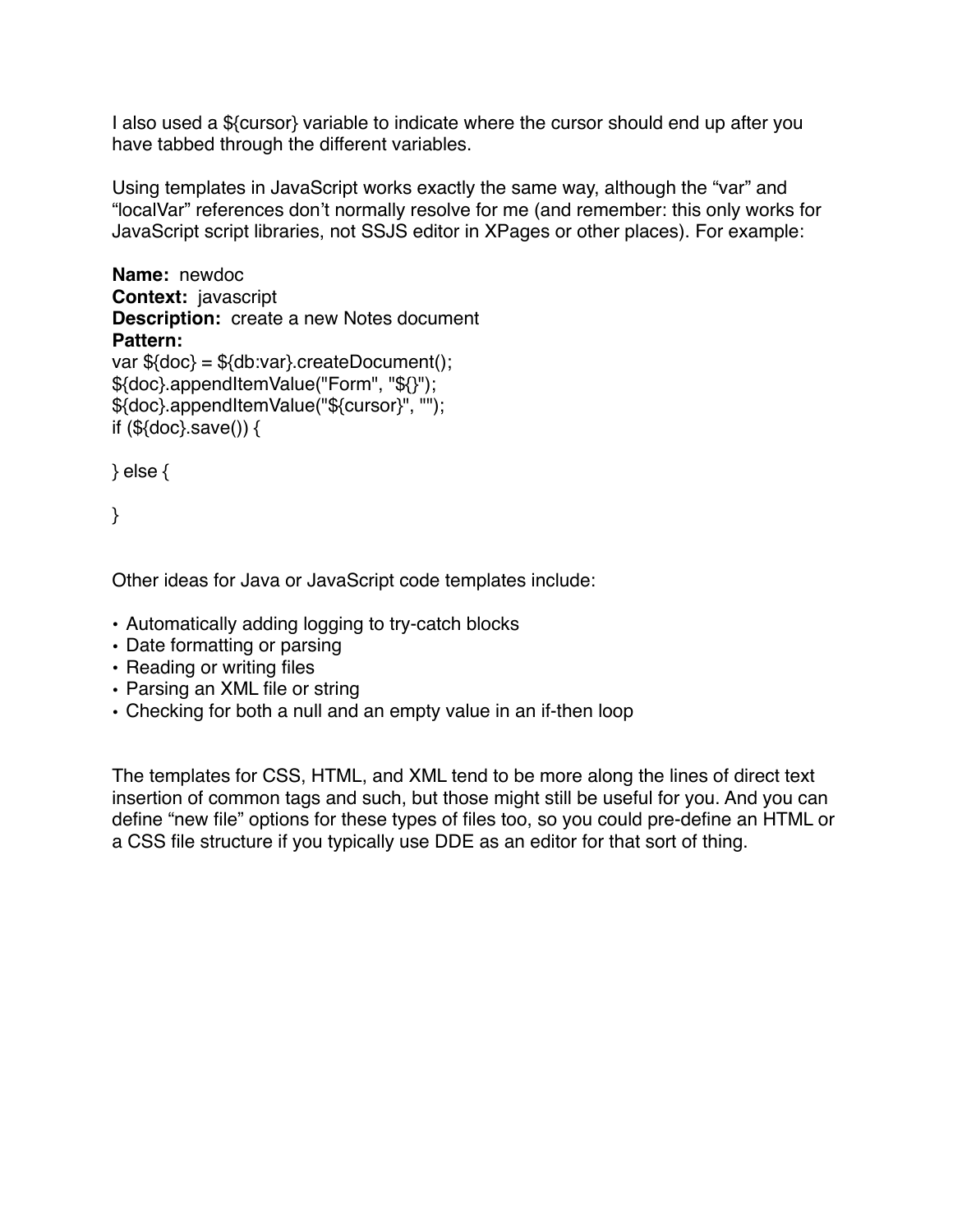I also used a ${cursor} variable to indicate where the cursor should end up after you have tabbed through the different variables.

Using templates in JavaScript works exactly the same way, although the "var" and "localVar" references don't normally resolve for me (and remember: this only works for JavaScript script libraries, not SSJS editor in XPages or other places). For example:

**Name:** newdoc
**Context:** javascript
**Description:** create a new Notes document
**Pattern:**

```
var ${doc} = ${db:var}.createDocument();
${doc}.appendItemValue("Form", "${}");
${doc}.appendItemValue("${cursor}", "");
if (${doc}.save()) {

} else {

}
```

Other ideas for Java or JavaScript code templates include:

- Automatically adding logging to try-catch blocks
- Date formatting or parsing
- Reading or writing files
- Parsing an XML file or string
- Checking for both a null and an empty value in an if-then loop

The templates for CSS, HTML, and XML tend to be more along the lines of direct text insertion of common tags and such, but those might still be useful for you. And you can define "new file" options for these types of files too, so you could pre-define an HTML or a CSS file structure if you typically use DDE as an editor for that sort of thing.